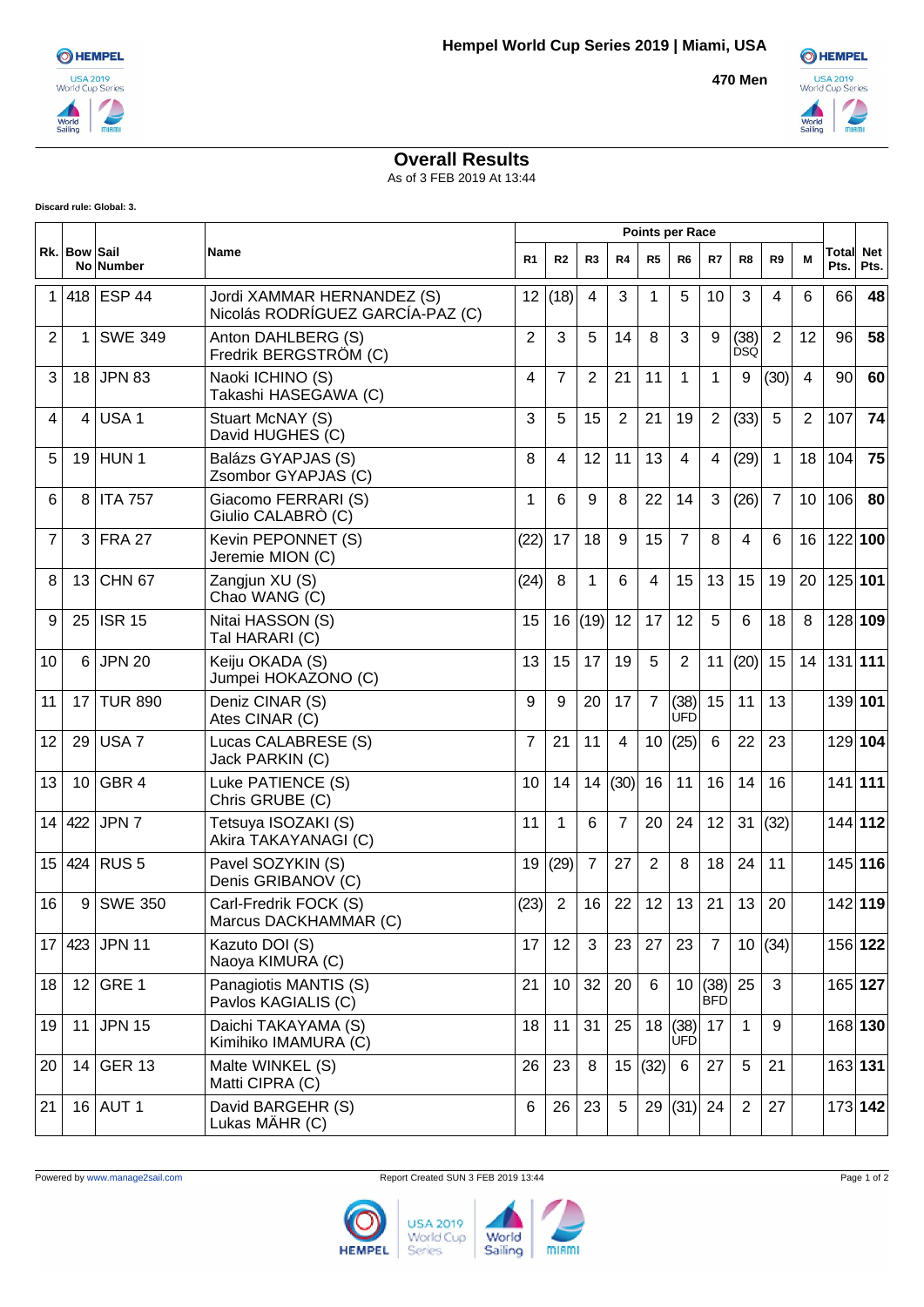# Hempel World Cup Series 2019 | Miami, USA

**470 Men**

## Overall Results

As of 3 FEB 2019 At 13:44

**Discard rule: Global: 3.**

| Rk. | Bow No | Sail Number | Name | R1 | R2 | R3 | R4 | R5 | R6 | R7 | R8 | R9 | M | Total Pts. | Net Pts. |
|---|---|---|---|---|---|---|---|---|---|---|---|---|---|---|---|
| | | | | Points per Race | | | | | | | | | | | |
| 1 | 418 | ESP 44 | Jordi XAMMAR HERNANDEZ (S)<br>Nicolás RODRÍGUEZ GARCÍA-PAZ (C) | 12 | (18) | 4 | 3 | 1 | 5 | 10 | 3 | 4 | 6 | 66 | **48** |
| 2 | 1 | SWE 349 | Anton DAHLBERG (S)<br>Fredrik BERGSTRÖM (C) | 2 | 3 | 5 | 14 | 8 | 3 | 9 | (38) DSQ | 2 | 12 | 96 | **58** |
| 3 | 18 | JPN 83 | Naoki ICHINO (S)<br>Takashi HASEGAWA (C) | 4 | 7 | 2 | 21 | 11 | 1 | 1 | 9 | (30) | 4 | 90 | **60** |
| 4 | 4 | USA 1 | Stuart McNAY (S)<br>David HUGHES (C) | 3 | 5 | 15 | 2 | 21 | 19 | 2 | (33) | 5 | 2 | 107 | **74** |
| 5 | 19 | HUN 1 | Balázs GYAPJAS (S)<br>Zsombor GYAPJAS (C) | 8 | 4 | 12 | 11 | 13 | 4 | 4 | (29) | 1 | 18 | 104 | **75** |
| 6 | 8 | ITA 757 | Giacomo FERRARI (S)<br>Giulio CALABRÒ (C) | 1 | 6 | 9 | 8 | 22 | 14 | 3 | (26) | 7 | 10 | 106 | **80** |
| 7 | 3 | FRA 27 | Kevin PEPONNET (S)<br>Jeremie MION (C) | (22) | 17 | 18 | 9 | 15 | 7 | 8 | 4 | 6 | 16 | 122 | **100** |
| 8 | 13 | CHN 67 | Zangjun XU (S)<br>Chao WANG (C) | (24) | 8 | 1 | 6 | 4 | 15 | 13 | 15 | 19 | 20 | 125 | **101** |
| 9 | 25 | ISR 15 | Nitai HASSON (S)<br>Tal HARARI (C) | 15 | 16 | (19) | 12 | 17 | 12 | 5 | 6 | 18 | 8 | 128 | **109** |
| 10 | 6 | JPN 20 | Keiju OKADA (S)<br>Jumpei HOKAZONO (C) | 13 | 15 | 17 | 19 | 5 | 2 | 11 | (20) | 15 | 14 | 131 | **111** |
| 11 | 17 | TUR 890 | Deniz CINAR (S)<br>Ates CINAR (C) | 9 | 9 | 20 | 17 | 7 | (38) UFD | 15 | 11 | 13 | | 139 | **101** |
| 12 | 29 | USA 7 | Lucas CALABRESE (S)<br>Jack PARKIN (C) | 7 | 21 | 11 | 4 | 10 | (25) | 6 | 22 | 23 | | 129 | **104** |
| 13 | 10 | GBR 4 | Luke PATIENCE (S)<br>Chris GRUBE (C) | 10 | 14 | 14 | (30) | 16 | 11 | 16 | 14 | 16 | | 141 | **111** |
| 14 | 422 | JPN 7 | Tetsuya ISOZAKI (S)<br>Akira TAKAYANAGI (C) | 11 | 1 | 6 | 7 | 20 | 24 | 12 | 31 | (32) | | 144 | **112** |
| 15 | 424 | RUS 5 | Pavel SOZYKIN (S)<br>Denis GRIBANOV (C) | 19 | (29) | 7 | 27 | 2 | 8 | 18 | 24 | 11 | | 145 | **116** |
| 16 | 9 | SWE 350 | Carl-Fredrik FOCK (S)<br>Marcus DACKHAMMAR (C) | (23) | 2 | 16 | 22 | 12 | 13 | 21 | 13 | 20 | | 142 | **119** |
| 17 | 423 | JPN 11 | Kazuto DOI (S)<br>Naoya KIMURA (C) | 17 | 12 | 3 | 23 | 27 | 23 | 7 | 10 | (34) | | 156 | **122** |
| 18 | 12 | GRE 1 | Panagiotis MANTIS (S)<br>Pavlos KAGIALIS (C) | 21 | 10 | 32 | 20 | 6 | 10 | (38) BFD | 25 | 3 | | 165 | **127** |
| 19 | 11 | JPN 15 | Daichi TAKAYAMA (S)<br>Kimihiko IMAMURA (C) | 18 | 11 | 31 | 25 | 18 | (38) UFD | 17 | 1 | 9 | | 168 | **130** |
| 20 | 14 | GER 13 | Malte WINKEL (S)<br>Matti CIPRA (C) | 26 | 23 | 8 | 15 | (32) | 6 | 27 | 5 | 21 | | 163 | **131** |
| 21 | 16 | AUT 1 | David BARGEHR (S)<br>Lukas MÄHR (C) | 6 | 26 | 23 | 5 | 29 | (31) | 24 | 2 | 27 | | 173 | **142** |

Powered by www.manage2sail.com

Report Created SUN 3 FEB 2019 13:44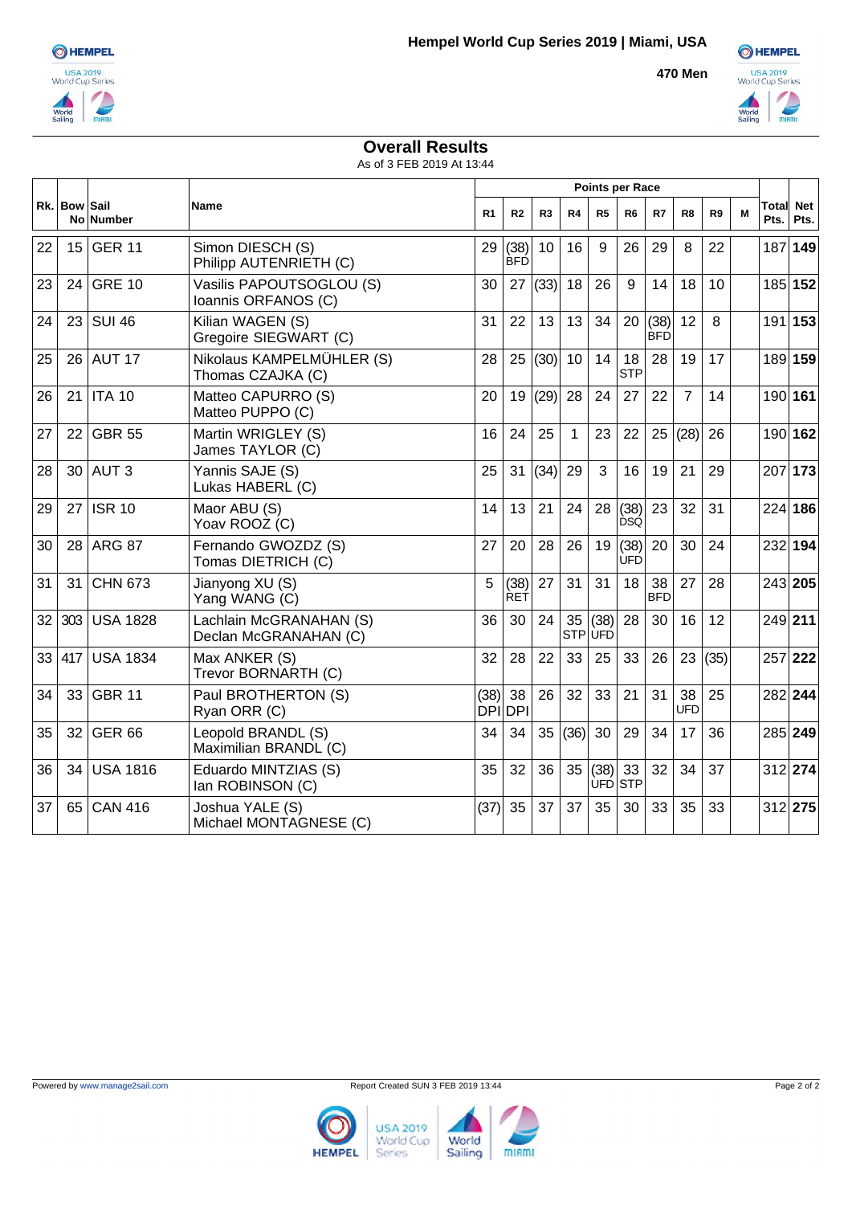Hempel World Cup Series 2019 | Miami, USA

470 Men

## Overall Results

As of 3 FEB 2019 At 13:44

| Rk. | Bow No | Sail Number | Name | Points per Race | | | | | | | | | | Total Pts. | Net Pts. |
|---|---|---|---|---|---|---|---|---|---|---|---|---|---|---|---|
| | | | | R1 | R2 | R3 | R4 | R5 | R6 | R7 | R8 | R9 | M | | |
| 22 | 15 | GER 11 | Simon DIESCH (S) Philipp AUTENRIETH (C) | 29 | (38) BFD | 10 | 16 | 9 | 26 | 29 | 8 | 22 | | 187 | **149** |
| 23 | 24 | GRE 10 | Vasilis PAPOUTSOGLOU (S) Ioannis ORFANOS (C) | 30 | 27 | (33) | 18 | 26 | 9 | 14 | 18 | 10 | | 185 | **152** |
| 24 | 23 | SUI 46 | Kilian WAGEN (S) Gregoire SIEGWART (C) | 31 | 22 | 13 | 13 | 34 | 20 | (38) BFD | 12 | 8 | | 191 | **153** |
| 25 | 26 | AUT 17 | Nikolaus KAMPELMÜHLER (S) Thomas CZAJKA (C) | 28 | 25 | (30) | 10 | 14 | 18 STP | 28 | 19 | 17 | | 189 | **159** |
| 26 | 21 | ITA 10 | Matteo CAPURRO (S) Matteo PUPPO (C) | 20 | 19 | (29) | 28 | 24 | 27 | 22 | 7 | 14 | | 190 | **161** |
| 27 | 22 | GBR 55 | Martin WRIGLEY (S) James TAYLOR (C) | 16 | 24 | 25 | 1 | 23 | 22 | 25 | (28) | 26 | | 190 | **162** |
| 28 | 30 | AUT 3 | Yannis SAJE (S) Lukas HABERL (C) | 25 | 31 | (34) | 29 | 3 | 16 | 19 | 21 | 29 | | 207 | **173** |
| 29 | 27 | ISR 10 | Maor ABU (S) Yoav ROOZ (C) | 14 | 13 | 21 | 24 | 28 | (38) DSQ | 23 | 32 | 31 | | 224 | **186** |
| 30 | 28 | ARG 87 | Fernando GWOZDZ (S) Tomas DIETRICH (C) | 27 | 20 | 28 | 26 | 19 | (38) UFD | 20 | 30 | 24 | | 232 | **194** |
| 31 | 31 | CHN 673 | Jianyong XU (S) Yang WANG (C) | 5 | (38) RET | 27 | 31 | 31 | 18 | 38 BFD | 27 | 28 | | 243 | **205** |
| 32 | 303 | USA 1828 | Lachlain McGRANAHAN (S) Declan McGRANAHAN (C) | 36 | 30 | 24 | 35 STP | (38) UFD | 28 | 30 | 16 | 12 | | 249 | **211** |
| 33 | 417 | USA 1834 | Max ANKER (S) Trevor BORNARTH (C) | 32 | 28 | 22 | 33 | 25 | 33 | 26 | 23 | (35) | | 257 | **222** |
| 34 | 33 | GBR 11 | Paul BROTHERTON (S) Ryan ORR (C) | (38) DPI | 38 DPI | 26 | 32 | 33 | 21 | 31 | 38 UFD | 25 | | 282 | **244** |
| 35 | 32 | GER 66 | Leopold BRANDL (S) Maximilian BRANDL (C) | 34 | 34 | 35 | (36) | 30 | 29 | 34 | 17 | 36 | | 285 | **249** |
| 36 | 34 | USA 1816 | Eduardo MINTZIAS (S) Ian ROBINSON (C) | 35 | 32 | 36 | 35 | (38) UFD | 33 STP | 32 | 34 | 37 | | 312 | **274** |
| 37 | 65 | CAN 416 | Joshua YALE (S) Michael MONTAGNESE (C) | (37) | 35 | 37 | 37 | 35 | 30 | 33 | 35 | 33 | | 312 | **275** |

Powered by www.manage2sail.com

Report Created SUN 3 FEB 2019 13:44